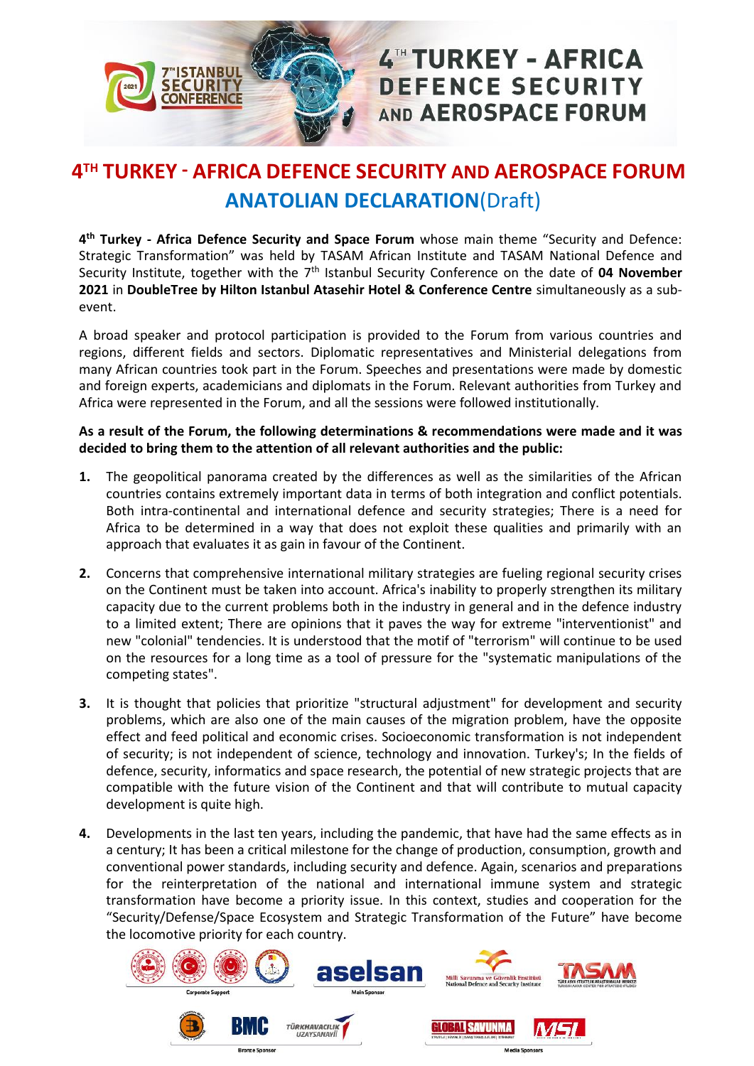# 4TH TURKEY - AFRICA DEFENCE SECURITY AND AEROSPACE FORUM

## ANATOLIAN DECLARATION(Draft)

**4th Turkey - Africa Defence Security and Space Forum** whose main theme "Security and Defence: Strategic Transformation" was held by TASAM African Institute and TASAM National Defence and Security Institute, together with the 7th Istanbul Security Conference on the date of **04 November 2021** in **DoubleTree by Hilton Istanbul Atasehir Hotel & Conference Centre** simultaneously as a sub-event.

A broad speaker and protocol participation is provided to the Forum from various countries and regions, different fields and sectors. Diplomatic representatives and Ministerial delegations from many African countries took part in the Forum. Speeches and presentations were made by domestic and foreign experts, academicians and diplomats in the Forum. Relevant authorities from Turkey and Africa were represented in the Forum, and all the sessions were followed institutionally.

**As a result of the Forum, the following determinations & recommendations were made and it was decided to bring them to the attention of all relevant authorities and the public:**

1. The geopolitical panorama created by the differences as well as the similarities of the African countries contains extremely important data in terms of both integration and conflict potentials. Both intra-continental and international defence and security strategies; There is a need for Africa to be determined in a way that does not exploit these qualities and primarily with an approach that evaluates it as gain in favour of the Continent.

2. Concerns that comprehensive international military strategies are fueling regional security crises on the Continent must be taken into account. Africa's inability to properly strengthen its military capacity due to the current problems both in the industry in general and in the defence industry to a limited extent; There are opinions that it paves the way for extreme "interventionist" and new "colonial" tendencies. It is understood that the motif of "terrorism" will continue to be used on the resources for a long time as a tool of pressure for the "systematic manipulations of the competing states".

3. It is thought that policies that prioritize "structural adjustment" for development and security problems, which are also one of the main causes of the migration problem, have the opposite effect and feed political and economic crises. Socioeconomic transformation is not independent of security; is not independent of science, technology and innovation. Turkey's; In the fields of defence, security, informatics and space research, the potential of new strategic projects that are compatible with the future vision of the Continent and that will contribute to mutual capacity development is quite high.

4. Developments in the last ten years, including the pandemic, that have had the same effects as in a century; It has been a critical milestone for the change of production, consumption, growth and conventional power standards, including security and defence. Again, scenarios and preparations for the reinterpretation of the national and international immune system and strategic transformation have become a priority issue. In this context, studies and cooperation for the "Security/Defense/Space Ecosystem and Strategic Transformation of the Future" have become the locomotive priority for each country.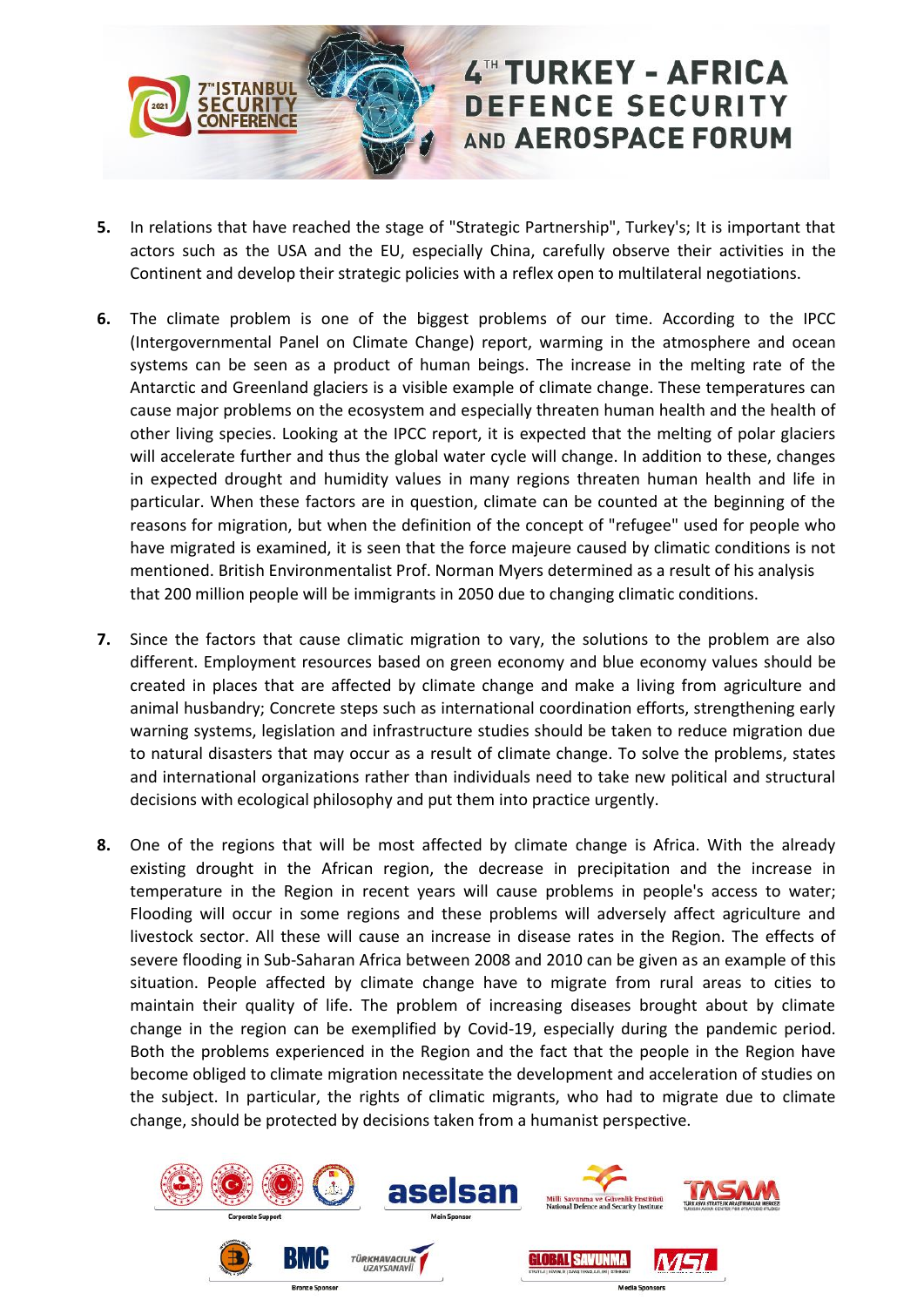5. In relations that have reached the stage of "Strategic Partnership", Turkey's; It is important that actors such as the USA and the EU, especially China, carefully observe their activities in the Continent and develop their strategic policies with a reflex open to multilateral negotiations.

6. The climate problem is one of the biggest problems of our time. According to the IPCC (Intergovernmental Panel on Climate Change) report, warming in the atmosphere and ocean systems can be seen as a product of human beings. The increase in the melting rate of the Antarctic and Greenland glaciers is a visible example of climate change. These temperatures can cause major problems on the ecosystem and especially threaten human health and the health of other living species. Looking at the IPCC report, it is expected that the melting of polar glaciers will accelerate further and thus the global water cycle will change. In addition to these, changes in expected drought and humidity values in many regions threaten human health and life in particular. When these factors are in question, climate can be counted at the beginning of the reasons for migration, but when the definition of the concept of "refugee" used for people who have migrated is examined, it is seen that the force majeure caused by climatic conditions is not mentioned. British Environmentalist Prof. Norman Myers determined as a result of his analysis that 200 million people will be immigrants in 2050 due to changing climatic conditions.

7. Since the factors that cause climatic migration to vary, the solutions to the problem are also different. Employment resources based on green economy and blue economy values should be created in places that are affected by climate change and make a living from agriculture and animal husbandry; Concrete steps such as international coordination efforts, strengthening early warning systems, legislation and infrastructure studies should be taken to reduce migration due to natural disasters that may occur as a result of climate change. To solve the problems, states and international organizations rather than individuals need to take new political and structural decisions with ecological philosophy and put them into practice urgently.

8. One of the regions that will be most affected by climate change is Africa. With the already existing drought in the African region, the decrease in precipitation and the increase in temperature in the Region in recent years will cause problems in people's access to water; Flooding will occur in some regions and these problems will adversely affect agriculture and livestock sector. All these will cause an increase in disease rates in the Region. The effects of severe flooding in Sub-Saharan Africa between 2008 and 2010 can be given as an example of this situation. People affected by climate change have to migrate from rural areas to cities to maintain their quality of life. The problem of increasing diseases brought about by climate change in the region can be exemplified by Covid-19, especially during the pandemic period. Both the problems experienced in the Region and the fact that the people in the Region have become obliged to climate migration necessitate the development and acceleration of studies on the subject. In particular, the rights of climatic migrants, who had to migrate due to climate change, should be protected by decisions taken from a humanist perspective.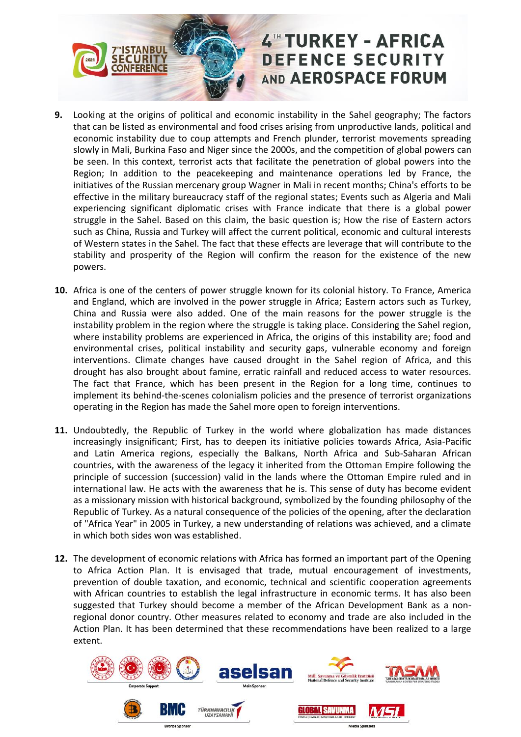9. Looking at the origins of political and economic instability in the Sahel geography; The factors that can be listed as environmental and food crises arising from unproductive lands, political and economic instability due to coup attempts and French plunder, terrorist movements spreading slowly in Mali, Burkina Faso and Niger since the 2000s, and the competition of global powers can be seen. In this context, terrorist acts that facilitate the penetration of global powers into the Region; In addition to the peacekeeping and maintenance operations led by France, the initiatives of the Russian mercenary group Wagner in Mali in recent months; China's efforts to be effective in the military bureaucracy staff of the regional states; Events such as Algeria and Mali experiencing significant diplomatic crises with France indicate that there is a global power struggle in the Sahel. Based on this claim, the basic question is; How the rise of Eastern actors such as China, Russia and Turkey will affect the current political, economic and cultural interests of Western states in the Sahel. The fact that these effects are leverage that will contribute to the stability and prosperity of the Region will confirm the reason for the existence of the new powers.

10. Africa is one of the centers of power struggle known for its colonial history. To France, America and England, which are involved in the power struggle in Africa; Eastern actors such as Turkey, China and Russia were also added. One of the main reasons for the power struggle is the instability problem in the region where the struggle is taking place. Considering the Sahel region, where instability problems are experienced in Africa, the origins of this instability are; food and environmental crises, political instability and security gaps, vulnerable economy and foreign interventions. Climate changes have caused drought in the Sahel region of Africa, and this drought has also brought about famine, erratic rainfall and reduced access to water resources. The fact that France, which has been present in the Region for a long time, continues to implement its behind-the-scenes colonialism policies and the presence of terrorist organizations operating in the Region has made the Sahel more open to foreign interventions.

11. Undoubtedly, the Republic of Turkey in the world where globalization has made distances increasingly insignificant; First, has to deepen its initiative policies towards Africa, Asia-Pacific and Latin America regions, especially the Balkans, North Africa and Sub-Saharan African countries, with the awareness of the legacy it inherited from the Ottoman Empire following the principle of succession (succession) valid in the lands where the Ottoman Empire ruled and in international law. He acts with the awareness that he is. This sense of duty has become evident as a missionary mission with historical background, symbolized by the founding philosophy of the Republic of Turkey. As a natural consequence of the policies of the opening, after the declaration of "Africa Year" in 2005 in Turkey, a new understanding of relations was achieved, and a climate in which both sides won was established.

12. The development of economic relations with Africa has formed an important part of the Opening to Africa Action Plan. It is envisaged that trade, mutual encouragement of investments, prevention of double taxation, and economic, technical and scientific cooperation agreements with African countries to establish the legal infrastructure in economic terms. It has also been suggested that Turkey should become a member of the African Development Bank as a non-regional donor country. Other measures related to economy and trade are also included in the Action Plan. It has been determined that these recommendations have been realized to a large extent.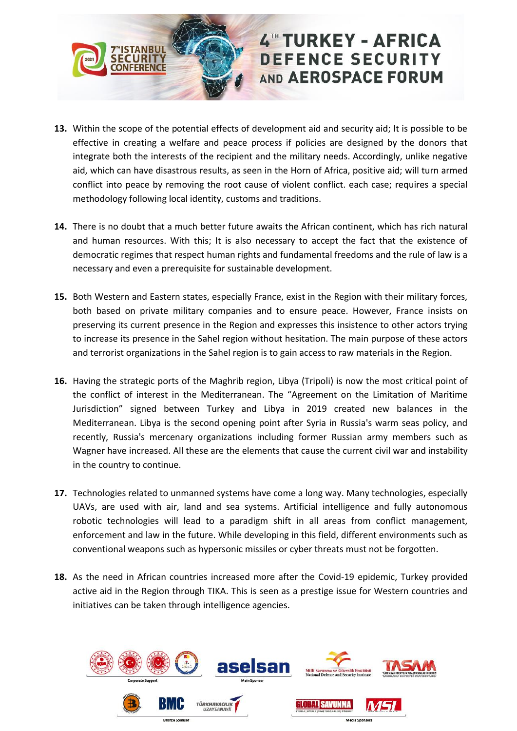13. Within the scope of the potential effects of development aid and security aid; It is possible to be effective in creating a welfare and peace process if policies are designed by the donors that integrate both the interests of the recipient and the military needs. Accordingly, unlike negative aid, which can have disastrous results, as seen in the Horn of Africa, positive aid; will turn armed conflict into peace by removing the root cause of violent conflict. each case; requires a special methodology following local identity, customs and traditions.

14. There is no doubt that a much better future awaits the African continent, which has rich natural and human resources. With this; It is also necessary to accept the fact that the existence of democratic regimes that respect human rights and fundamental freedoms and the rule of law is a necessary and even a prerequisite for sustainable development.

15. Both Western and Eastern states, especially France, exist in the Region with their military forces, both based on private military companies and to ensure peace. However, France insists on preserving its current presence in the Region and expresses this insistence to other actors trying to increase its presence in the Sahel region without hesitation. The main purpose of these actors and terrorist organizations in the Sahel region is to gain access to raw materials in the Region.

16. Having the strategic ports of the Maghrib region, Libya (Tripoli) is now the most critical point of the conflict of interest in the Mediterranean. The "Agreement on the Limitation of Maritime Jurisdiction" signed between Turkey and Libya in 2019 created new balances in the Mediterranean. Libya is the second opening point after Syria in Russia's warm seas policy, and recently, Russia's mercenary organizations including former Russian army members such as Wagner have increased. All these are the elements that cause the current civil war and instability in the country to continue.

17. Technologies related to unmanned systems have come a long way. Many technologies, especially UAVs, are used with air, land and sea systems. Artificial intelligence and fully autonomous robotic technologies will lead to a paradigm shift in all areas from conflict management, enforcement and law in the future. While developing in this field, different environments such as conventional weapons such as hypersonic missiles or cyber threats must not be forgotten.

18. As the need in African countries increased more after the Covid-19 epidemic, Turkey provided active aid in the Region through TIKA. This is seen as a prestige issue for Western countries and initiatives can be taken through intelligence agencies.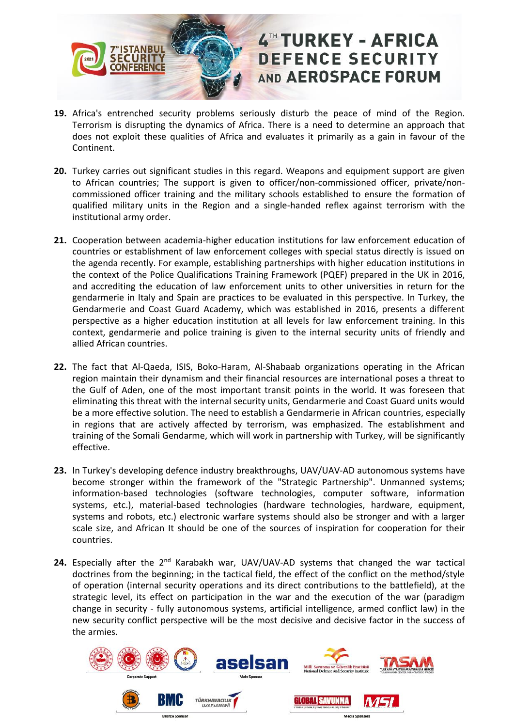19. Africa's entrenched security problems seriously disturb the peace of mind of the Region. Terrorism is disrupting the dynamics of Africa. There is a need to determine an approach that does not exploit these qualities of Africa and evaluates it primarily as a gain in favour of the Continent.

20. Turkey carries out significant studies in this regard. Weapons and equipment support are given to African countries; The support is given to officer/non-commissioned officer, private/non-commissioned officer training and the military schools established to ensure the formation of qualified military units in the Region and a single-handed reflex against terrorism with the institutional army order.

21. Cooperation between academia-higher education institutions for law enforcement education of countries or establishment of law enforcement colleges with special status directly is issued on the agenda recently. For example, establishing partnerships with higher education institutions in the context of the Police Qualifications Training Framework (PQEF) prepared in the UK in 2016, and accrediting the education of law enforcement units to other universities in return for the gendarmerie in Italy and Spain are practices to be evaluated in this perspective. In Turkey, the Gendarmerie and Coast Guard Academy, which was established in 2016, presents a different perspective as a higher education institution at all levels for law enforcement training. In this context, gendarmerie and police training is given to the internal security units of friendly and allied African countries.

22. The fact that Al-Qaeda, ISIS, Boko-Haram, Al-Shabaab organizations operating in the African region maintain their dynamism and their financial resources are international poses a threat to the Gulf of Aden, one of the most important transit points in the world. It was foreseen that eliminating this threat with the internal security units, Gendarmerie and Coast Guard units would be a more effective solution. The need to establish a Gendarmerie in African countries, especially in regions that are actively affected by terrorism, was emphasized. The establishment and training of the Somali Gendarme, which will work in partnership with Turkey, will be significantly effective.

23. In Turkey's developing defence industry breakthroughs, UAV/UAV-AD autonomous systems have become stronger within the framework of the "Strategic Partnership". Unmanned systems; information-based technologies (software technologies, computer software, information systems, etc.), material-based technologies (hardware technologies, hardware, equipment, systems and robots, etc.) electronic warfare systems should also be stronger and with a larger scale size, and African It should be one of the sources of inspiration for cooperation for their countries.

24. Especially after the 2nd Karabakh war, UAV/UAV-AD systems that changed the war tactical doctrines from the beginning; in the tactical field, the effect of the conflict on the method/style of operation (internal security operations and its direct contributions to the battlefield), at the strategic level, its effect on participation in the war and the execution of the war (paradigm change in security - fully autonomous systems, artificial intelligence, armed conflict law) in the new security conflict perspective will be the most decisive and decisive factor in the success of the armies.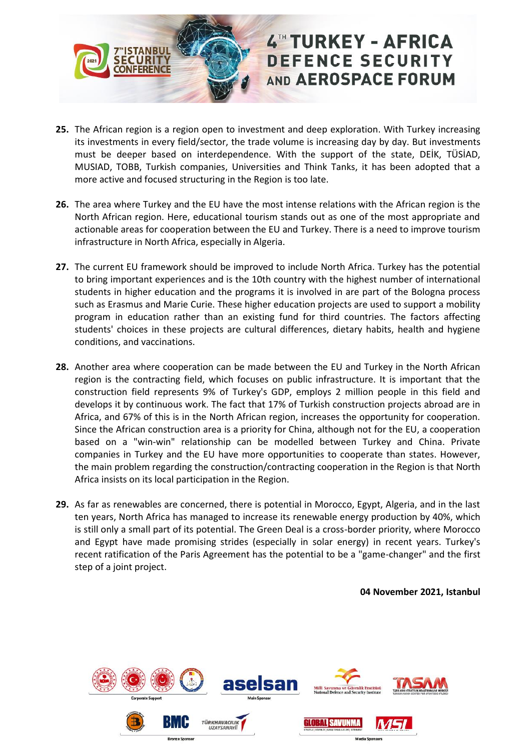**25.** The African region is a region open to investment and deep exploration. With Turkey increasing its investments in every field/sector, the trade volume is increasing day by day. But investments must be deeper based on interdependence. With the support of the state, DEİK, TÜSİAD, MUSIAD, TOBB, Turkish companies, Universities and Think Tanks, it has been adopted that a more active and focused structuring in the Region is too late.

**26.** The area where Turkey and the EU have the most intense relations with the African region is the North African region. Here, educational tourism stands out as one of the most appropriate and actionable areas for cooperation between the EU and Turkey. There is a need to improve tourism infrastructure in North Africa, especially in Algeria.

**27.** The current EU framework should be improved to include North Africa. Turkey has the potential to bring important experiences and is the 10th country with the highest number of international students in higher education and the programs it is involved in are part of the Bologna process such as Erasmus and Marie Curie. These higher education projects are used to support a mobility program in education rather than an existing fund for third countries. The factors affecting students' choices in these projects are cultural differences, dietary habits, health and hygiene conditions, and vaccinations.

**28.** Another area where cooperation can be made between the EU and Turkey in the North African region is the contracting field, which focuses on public infrastructure. It is important that the construction field represents 9% of Turkey's GDP, employs 2 million people in this field and develops it by continuous work. The fact that 17% of Turkish construction projects abroad are in Africa, and 67% of this is in the North African region, increases the opportunity for cooperation. Since the African construction area is a priority for China, although not for the EU, a cooperation based on a "win-win" relationship can be modelled between Turkey and China. Private companies in Turkey and the EU have more opportunities to cooperate than states. However, the main problem regarding the construction/contracting cooperation in the Region is that North Africa insists on its local participation in the Region.

**29.** As far as renewables are concerned, there is potential in Morocco, Egypt, Algeria, and in the last ten years, North Africa has managed to increase its renewable energy production by 40%, which is still only a small part of its potential. The Green Deal is a cross-border priority, where Morocco and Egypt have made promising strides (especially in solar energy) in recent years. Turkey's recent ratification of the Paris Agreement has the potential to be a "game-changer" and the first step of a joint project.

**04 November 2021, Istanbul**